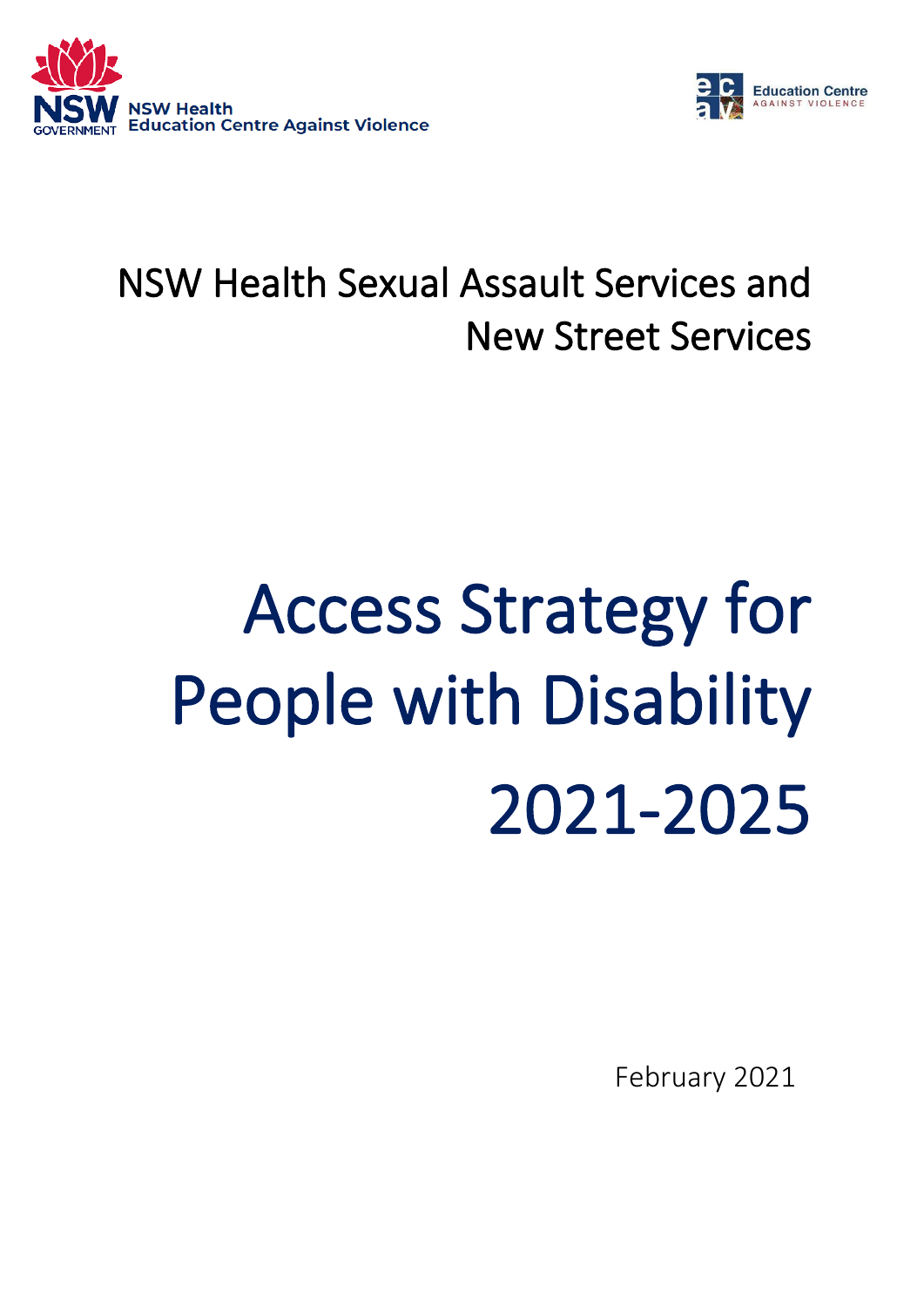NSW Health
Education Centre Against Violence

Education Centre Against Violence

## NSW Health Sexual Assault Services and New Street Services

# Access Strategy for People with Disability 2021-2025

February 2021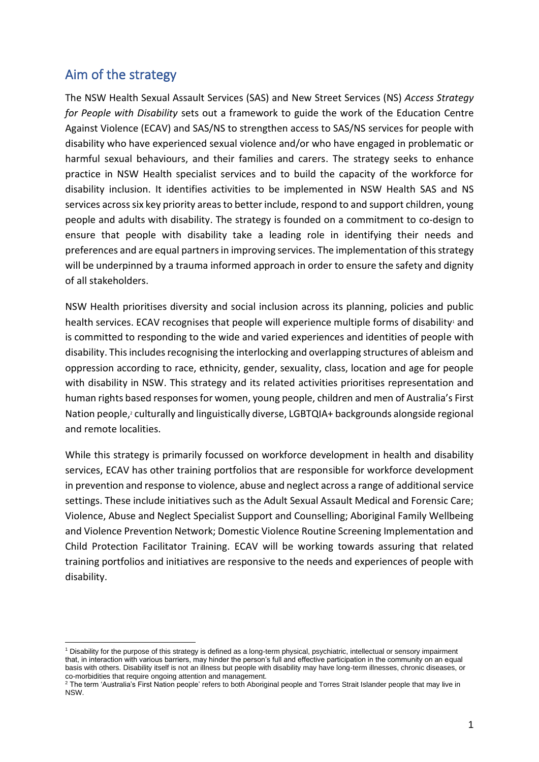## Aim of the strategy

The NSW Health Sexual Assault Services (SAS) and New Street Services (NS) *Access Strategy for People with Disability* sets out a framework to guide the work of the Education Centre Against Violence (ECAV) and SAS/NS to strengthen access to SAS/NS services for people with disability who have experienced sexual violence and/or who have engaged in problematic or harmful sexual behaviours, and their families and carers. The strategy seeks to enhance practice in NSW Health specialist services and to build the capacity of the workforce for disability inclusion. It identifies activities to be implemented in NSW Health SAS and NS services across six key priority areas to better include, respond to and support children, young people and adults with disability. The strategy is founded on a commitment to co-design to ensure that people with disability take a leading role in identifying their needs and preferences and are equal partners in improving services. The implementation of this strategy will be underpinned by a trauma informed approach in order to ensure the safety and dignity of all stakeholders.

NSW Health prioritises diversity and social inclusion across its planning, policies and public health services. ECAV recognises that people will experience multiple forms of disability[1] and is committed to responding to the wide and varied experiences and identities of people with disability. This includes recognising the interlocking and overlapping structures of ableism and oppression according to race, ethnicity, gender, sexuality, class, location and age for people with disability in NSW. This strategy and its related activities prioritises representation and human rights based responses for women, young people, children and men of Australia's First Nation people,[2] culturally and linguistically diverse, LGBTQIA+ backgrounds alongside regional and remote localities.

While this strategy is primarily focussed on workforce development in health and disability services, ECAV has other training portfolios that are responsible for workforce development in prevention and response to violence, abuse and neglect across a range of additional service settings. These include initiatives such as the Adult Sexual Assault Medical and Forensic Care; Violence, Abuse and Neglect Specialist Support and Counselling; Aboriginal Family Wellbeing and Violence Prevention Network; Domestic Violence Routine Screening Implementation and Child Protection Facilitator Training. ECAV will be working towards assuring that related training portfolios and initiatives are responsive to the needs and experiences of people with disability.

---

[1] Disability for the purpose of this strategy is defined as a long-term physical, psychiatric, intellectual or sensory impairment that, in interaction with various barriers, may hinder the person's full and effective participation in the community on an equal basis with others. Disability itself is not an illness but people with disability may have long-term illnesses, chronic diseases, or co-morbidities that require ongoing attention and management.

[2] The term 'Australia's First Nation people' refers to both Aboriginal people and Torres Strait Islander people that may live in NSW.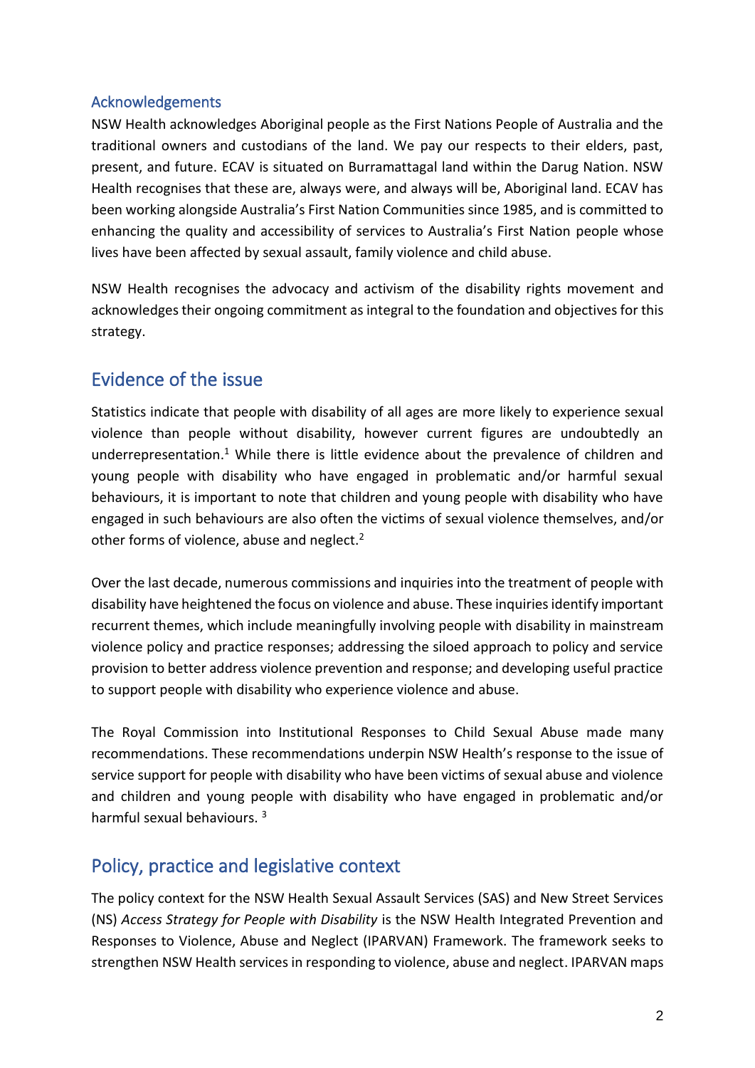### Acknowledgements

NSW Health acknowledges Aboriginal people as the First Nations People of Australia and the traditional owners and custodians of the land. We pay our respects to their elders, past, present, and future. ECAV is situated on Burramattagal land within the Darug Nation. NSW Health recognises that these are, always were, and always will be, Aboriginal land. ECAV has been working alongside Australia's First Nation Communities since 1985, and is committed to enhancing the quality and accessibility of services to Australia's First Nation people whose lives have been affected by sexual assault, family violence and child abuse.

NSW Health recognises the advocacy and activism of the disability rights movement and acknowledges their ongoing commitment as integral to the foundation and objectives for this strategy.

## Evidence of the issue

Statistics indicate that people with disability of all ages are more likely to experience sexual violence than people without disability, however current figures are undoubtedly an underrepresentation.[1] While there is little evidence about the prevalence of children and young people with disability who have engaged in problematic and/or harmful sexual behaviours, it is important to note that children and young people with disability who have engaged in such behaviours are also often the victims of sexual violence themselves, and/or other forms of violence, abuse and neglect.[2]

Over the last decade, numerous commissions and inquiries into the treatment of people with disability have heightened the focus on violence and abuse. These inquiries identify important recurrent themes, which include meaningfully involving people with disability in mainstream violence policy and practice responses; addressing the siloed approach to policy and service provision to better address violence prevention and response; and developing useful practice to support people with disability who experience violence and abuse.

The Royal Commission into Institutional Responses to Child Sexual Abuse made many recommendations. These recommendations underpin NSW Health's response to the issue of service support for people with disability who have been victims of sexual abuse and violence and children and young people with disability who have engaged in problematic and/or harmful sexual behaviours. [3]

## Policy, practice and legislative context

The policy context for the NSW Health Sexual Assault Services (SAS) and New Street Services (NS) *Access Strategy for People with Disability* is the NSW Health Integrated Prevention and Responses to Violence, Abuse and Neglect (IPARVAN) Framework. The framework seeks to strengthen NSW Health services in responding to violence, abuse and neglect. IPARVAN maps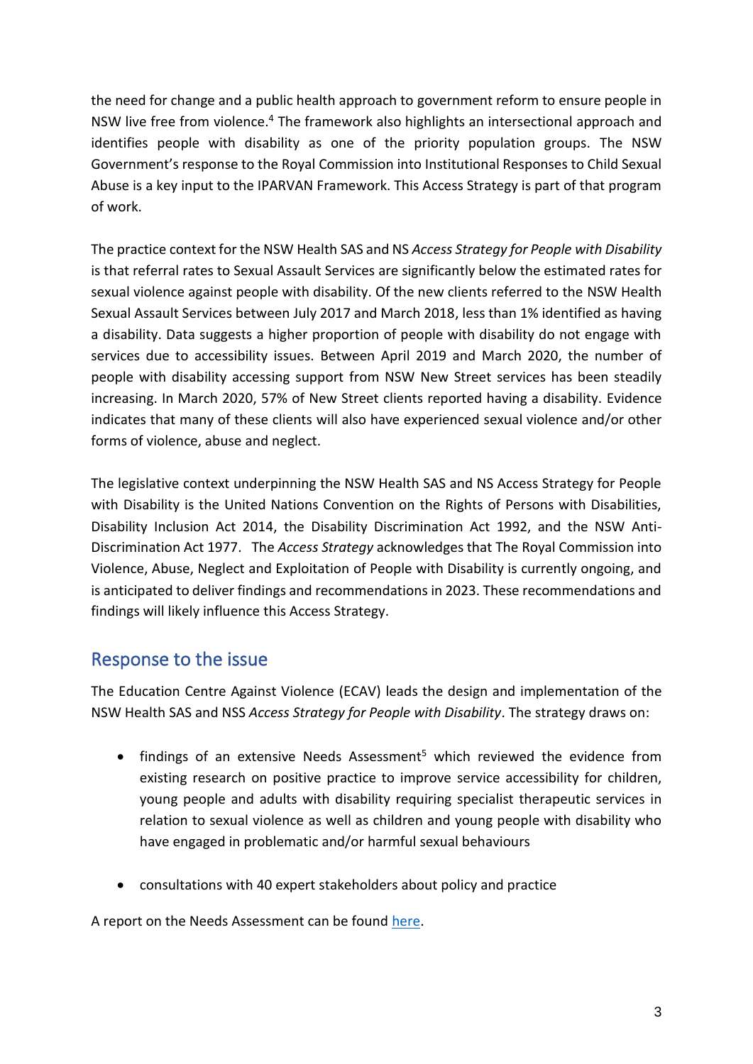the need for change and a public health approach to government reform to ensure people in NSW live free from violence.[4] The framework also highlights an intersectional approach and identifies people with disability as one of the priority population groups. The NSW Government's response to the Royal Commission into Institutional Responses to Child Sexual Abuse is a key input to the IPARVAN Framework. This Access Strategy is part of that program of work.

The practice context for the NSW Health SAS and NS *Access Strategy for People with Disability* is that referral rates to Sexual Assault Services are significantly below the estimated rates for sexual violence against people with disability. Of the new clients referred to the NSW Health Sexual Assault Services between July 2017 and March 2018, less than 1% identified as having a disability. Data suggests a higher proportion of people with disability do not engage with services due to accessibility issues. Between April 2019 and March 2020, the number of people with disability accessing support from NSW New Street services has been steadily increasing. In March 2020, 57% of New Street clients reported having a disability. Evidence indicates that many of these clients will also have experienced sexual violence and/or other forms of violence, abuse and neglect.

The legislative context underpinning the NSW Health SAS and NS Access Strategy for People with Disability is the United Nations Convention on the Rights of Persons with Disabilities, Disability Inclusion Act 2014, the Disability Discrimination Act 1992, and the NSW Anti-Discrimination Act 1977. The *Access Strategy* acknowledges that The Royal Commission into Violence, Abuse, Neglect and Exploitation of People with Disability is currently ongoing, and is anticipated to deliver findings and recommendations in 2023. These recommendations and findings will likely influence this Access Strategy.

## Response to the issue

The Education Centre Against Violence (ECAV) leads the design and implementation of the NSW Health SAS and NSS *Access Strategy for People with Disability*. The strategy draws on:

- findings of an extensive Needs Assessment[5] which reviewed the evidence from existing research on positive practice to improve service accessibility for children, young people and adults with disability requiring specialist therapeutic services in relation to sexual violence as well as children and young people with disability who have engaged in problematic and/or harmful sexual behaviours

- consultations with 40 expert stakeholders about policy and practice

A report on the Needs Assessment can be found here.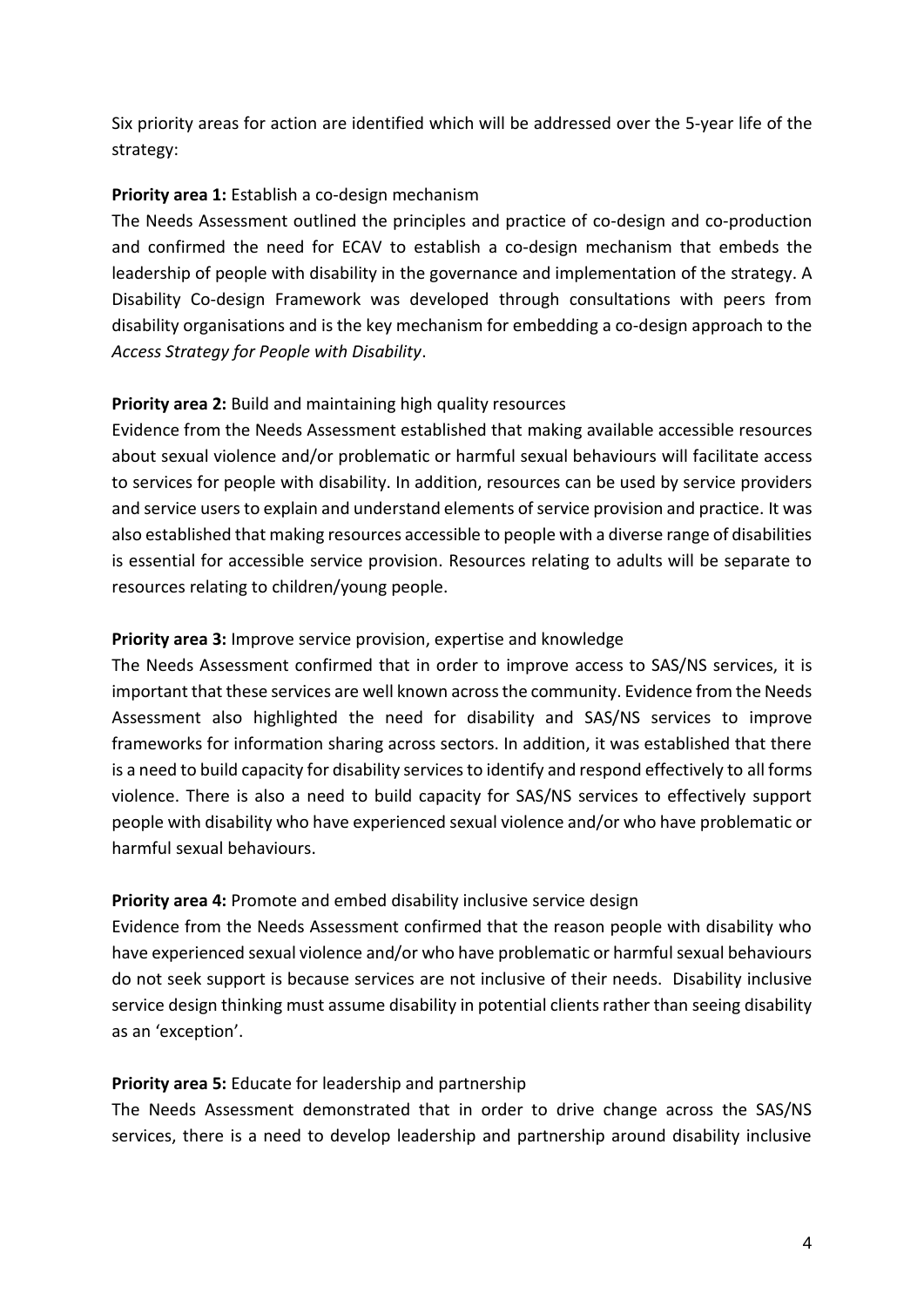Six priority areas for action are identified which will be addressed over the 5-year life of the strategy:

**Priority area 1:** Establish a co-design mechanism

The Needs Assessment outlined the principles and practice of co-design and co-production and confirmed the need for ECAV to establish a co-design mechanism that embeds the leadership of people with disability in the governance and implementation of the strategy. A Disability Co-design Framework was developed through consultations with peers from disability organisations and is the key mechanism for embedding a co-design approach to the *Access Strategy for People with Disability*.

**Priority area 2:** Build and maintaining high quality resources

Evidence from the Needs Assessment established that making available accessible resources about sexual violence and/or problematic or harmful sexual behaviours will facilitate access to services for people with disability. In addition, resources can be used by service providers and service users to explain and understand elements of service provision and practice. It was also established that making resources accessible to people with a diverse range of disabilities is essential for accessible service provision. Resources relating to adults will be separate to resources relating to children/young people.

**Priority area 3:** Improve service provision, expertise and knowledge

The Needs Assessment confirmed that in order to improve access to SAS/NS services, it is important that these services are well known across the community. Evidence from the Needs Assessment also highlighted the need for disability and SAS/NS services to improve frameworks for information sharing across sectors. In addition, it was established that there is a need to build capacity for disability services to identify and respond effectively to all forms violence. There is also a need to build capacity for SAS/NS services to effectively support people with disability who have experienced sexual violence and/or who have problematic or harmful sexual behaviours.

**Priority area 4:** Promote and embed disability inclusive service design

Evidence from the Needs Assessment confirmed that the reason people with disability who have experienced sexual violence and/or who have problematic or harmful sexual behaviours do not seek support is because services are not inclusive of their needs. Disability inclusive service design thinking must assume disability in potential clients rather than seeing disability as an 'exception'.

**Priority area 5:** Educate for leadership and partnership

The Needs Assessment demonstrated that in order to drive change across the SAS/NS services, there is a need to develop leadership and partnership around disability inclusive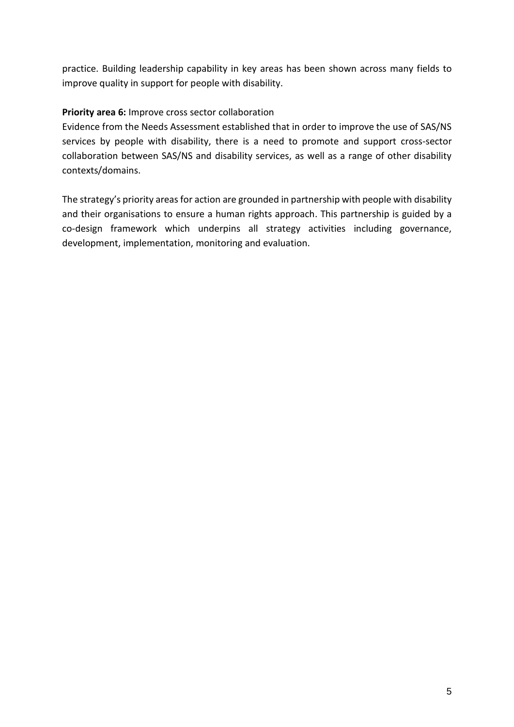practice. Building leadership capability in key areas has been shown across many fields to improve quality in support for people with disability.

**Priority area 6:** Improve cross sector collaboration

Evidence from the Needs Assessment established that in order to improve the use of SAS/NS services by people with disability, there is a need to promote and support cross-sector collaboration between SAS/NS and disability services, as well as a range of other disability contexts/domains.

The strategy's priority areas for action are grounded in partnership with people with disability and their organisations to ensure a human rights approach. This partnership is guided by a co-design framework which underpins all strategy activities including governance, development, implementation, monitoring and evaluation.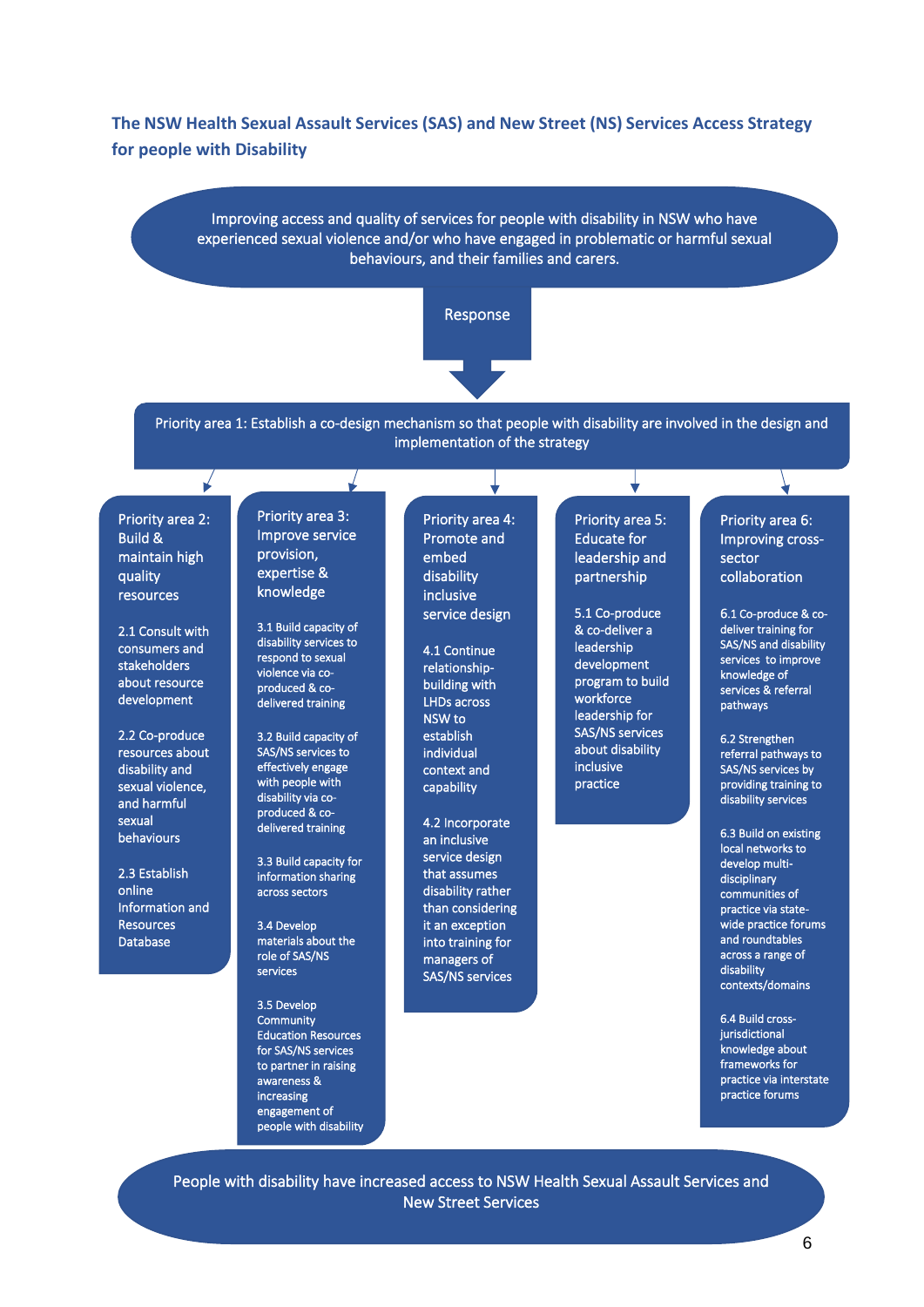## The NSW Health Sexual Assault Services (SAS) and New Street (NS) Services Access Strategy for people with Disability

Improving access and quality of services for people with disability in NSW who have experienced sexual violence and/or who have engaged in problematic or harmful sexual behaviours, and their families and carers.

Response

**Priority area 1: Establish a co-design mechanism so that people with disability are involved in the design and implementation of the strategy**

### Priority area 2: Build & maintain high quality resources

2.1 Consult with consumers and stakeholders about resource development

2.2 Co-produce resources about disability and sexual violence, and harmful sexual behaviours

2.3 Establish online Information and Resources Database

### Priority area 3: Improve service provision, expertise & knowledge

3.1 Build capacity of disability services to respond to sexual violence via co-produced & co-delivered training

3.2 Build capacity of SAS/NS services to effectively engage with people with disability via co-produced & co-delivered training

3.3 Build capacity for information sharing across sectors

3.4 Develop materials about the role of SAS/NS services

3.5 Develop Community Education Resources for SAS/NS services to partner in raising awareness & increasing engagement of people with disability

### Priority area 4: Promote and embed disability inclusive service design

4.1 Continue relationship-building with LHDs across NSW to establish individual context and capability

4.2 Incorporate an inclusive service design that assumes disability rather than considering it an exception into training for managers of SAS/NS services

### Priority area 5: Educate for leadership and partnership

5.1 Co-produce & co-deliver a leadership development program to build workforce leadership for SAS/NS services about disability inclusive practice

### Priority area 6: Improving cross-sector collaboration

6.1 Co-produce & co-deliver training for SAS/NS and disability services to improve knowledge of services & referral pathways

6.2 Strengthen referral pathways to SAS/NS services by providing training to disability services

6.3 Build on existing local networks to develop multi-disciplinary communities of practice via state-wide practice forums and roundtables across a range of disability contexts/domains

6.4 Build cross-jurisdictional knowledge about frameworks for practice via interstate practice forums

People with disability have increased access to NSW Health Sexual Assault Services and New Street Services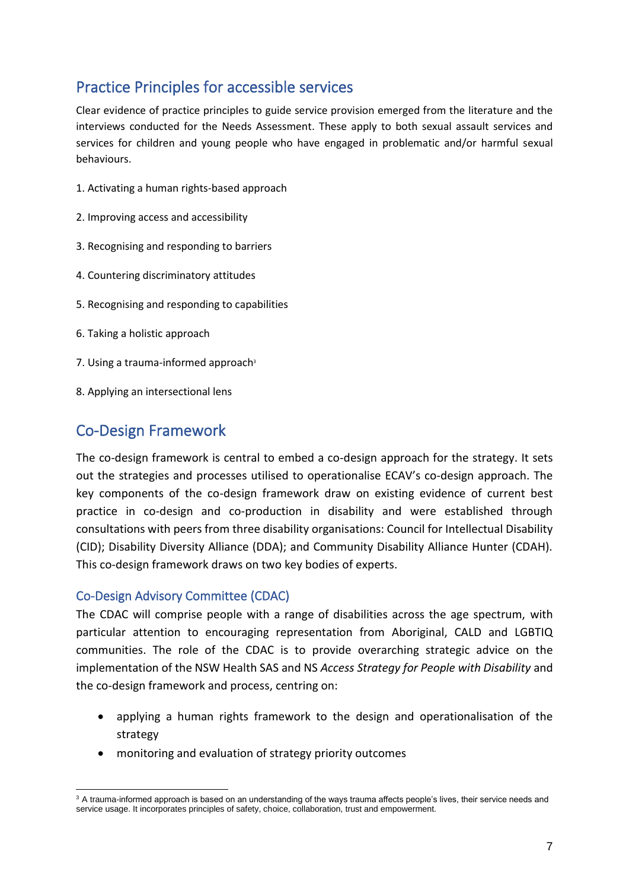## Practice Principles for accessible services

Clear evidence of practice principles to guide service provision emerged from the literature and the interviews conducted for the Needs Assessment. These apply to both sexual assault services and services for children and young people who have engaged in problematic and/or harmful sexual behaviours.

1. Activating a human rights-based approach

2. Improving access and accessibility

3. Recognising and responding to barriers

4. Countering discriminatory attitudes

5. Recognising and responding to capabilities

6. Taking a holistic approach

7. Using a trauma-informed approach[3]

8. Applying an intersectional lens

## Co-Design Framework

The co-design framework is central to embed a co-design approach for the strategy. It sets out the strategies and processes utilised to operationalise ECAV's co-design approach. The key components of the co-design framework draw on existing evidence of current best practice in co-design and co-production in disability and were established through consultations with peers from three disability organisations: Council for Intellectual Disability (CID); Disability Diversity Alliance (DDA); and Community Disability Alliance Hunter (CDAH). This co-design framework draws on two key bodies of experts.

### Co-Design Advisory Committee (CDAC)

The CDAC will comprise people with a range of disabilities across the age spectrum, with particular attention to encouraging representation from Aboriginal, CALD and LGBTIQ communities. The role of the CDAC is to provide overarching strategic advice on the implementation of the NSW Health SAS and NS *Access Strategy for People with Disability* and the co-design framework and process, centring on:

- applying a human rights framework to the design and operationalisation of the strategy
- monitoring and evaluation of strategy priority outcomes

[3] A trauma-informed approach is based on an understanding of the ways trauma affects people's lives, their service needs and service usage. It incorporates principles of safety, choice, collaboration, trust and empowerment.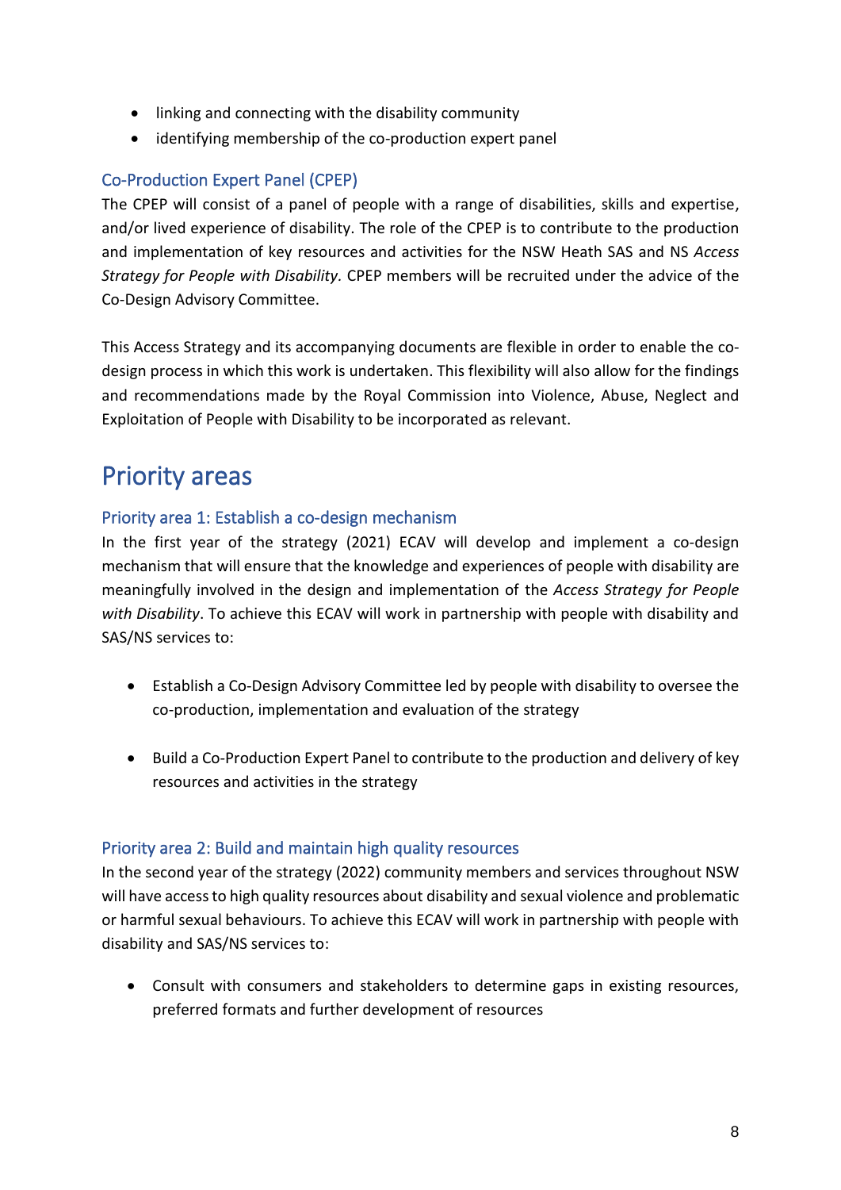- linking and connecting with the disability community
- identifying membership of the co-production expert panel

### Co-Production Expert Panel (CPEP)

The CPEP will consist of a panel of people with a range of disabilities, skills and expertise, and/or lived experience of disability. The role of the CPEP is to contribute to the production and implementation of key resources and activities for the NSW Heath SAS and NS *Access Strategy for People with Disability.* CPEP members will be recruited under the advice of the Co-Design Advisory Committee.

This Access Strategy and its accompanying documents are flexible in order to enable the co-design process in which this work is undertaken. This flexibility will also allow for the findings and recommendations made by the Royal Commission into Violence, Abuse, Neglect and Exploitation of People with Disability to be incorporated as relevant.

## Priority areas

### Priority area 1: Establish a co-design mechanism

In the first year of the strategy (2021) ECAV will develop and implement a co-design mechanism that will ensure that the knowledge and experiences of people with disability are meaningfully involved in the design and implementation of the *Access Strategy for People with Disability*. To achieve this ECAV will work in partnership with people with disability and SAS/NS services to:

- Establish a Co-Design Advisory Committee led by people with disability to oversee the co-production, implementation and evaluation of the strategy

- Build a Co-Production Expert Panel to contribute to the production and delivery of key resources and activities in the strategy

### Priority area 2: Build and maintain high quality resources

In the second year of the strategy (2022) community members and services throughout NSW will have access to high quality resources about disability and sexual violence and problematic or harmful sexual behaviours. To achieve this ECAV will work in partnership with people with disability and SAS/NS services to:

- Consult with consumers and stakeholders to determine gaps in existing resources, preferred formats and further development of resources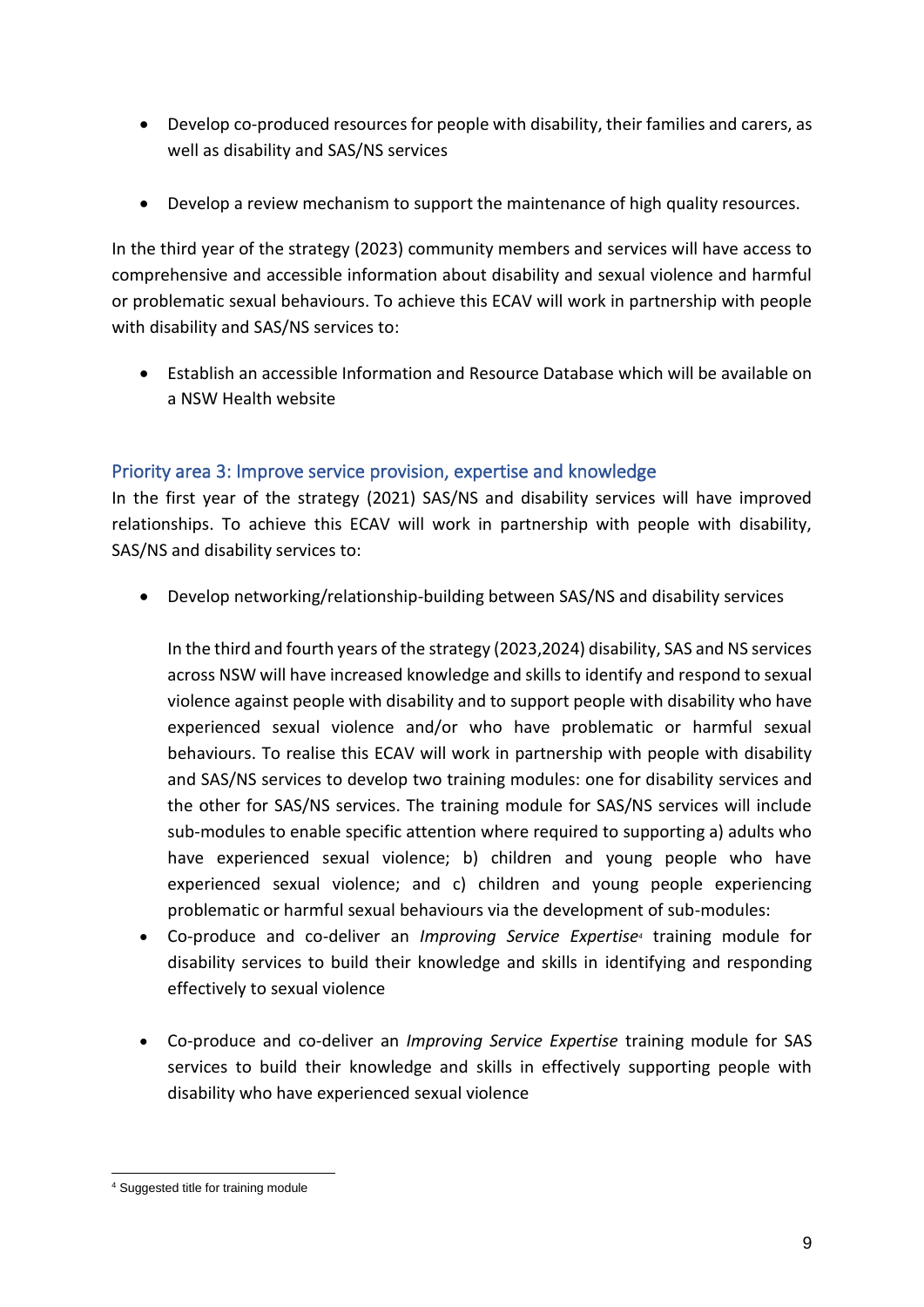- Develop co-produced resources for people with disability, their families and carers, as well as disability and SAS/NS services
- Develop a review mechanism to support the maintenance of high quality resources.

In the third year of the strategy (2023) community members and services will have access to comprehensive and accessible information about disability and sexual violence and harmful or problematic sexual behaviours. To achieve this ECAV will work in partnership with people with disability and SAS/NS services to:

- Establish an accessible Information and Resource Database which will be available on a NSW Health website

### Priority area 3: Improve service provision, expertise and knowledge

In the first year of the strategy (2021) SAS/NS and disability services will have improved relationships. To achieve this ECAV will work in partnership with people with disability, SAS/NS and disability services to:

- Develop networking/relationship-building between SAS/NS and disability services

  In the third and fourth years of the strategy (2023,2024) disability, SAS and NS services across NSW will have increased knowledge and skills to identify and respond to sexual violence against people with disability and to support people with disability who have experienced sexual violence and/or who have problematic or harmful sexual behaviours. To realise this ECAV will work in partnership with people with disability and SAS/NS services to develop two training modules: one for disability services and the other for SAS/NS services. The training module for SAS/NS services will include sub-modules to enable specific attention where required to supporting a) adults who have experienced sexual violence; b) children and young people who have experienced sexual violence; and c) children and young people experiencing problematic or harmful sexual behaviours via the development of sub-modules:
- Co-produce and co-deliver an *Improving Service Expertise*[4] training module for disability services to build their knowledge and skills in identifying and responding effectively to sexual violence
- Co-produce and co-deliver an *Improving Service Expertise* training module for SAS services to build their knowledge and skills in effectively supporting people with disability who have experienced sexual violence

[4] Suggested title for training module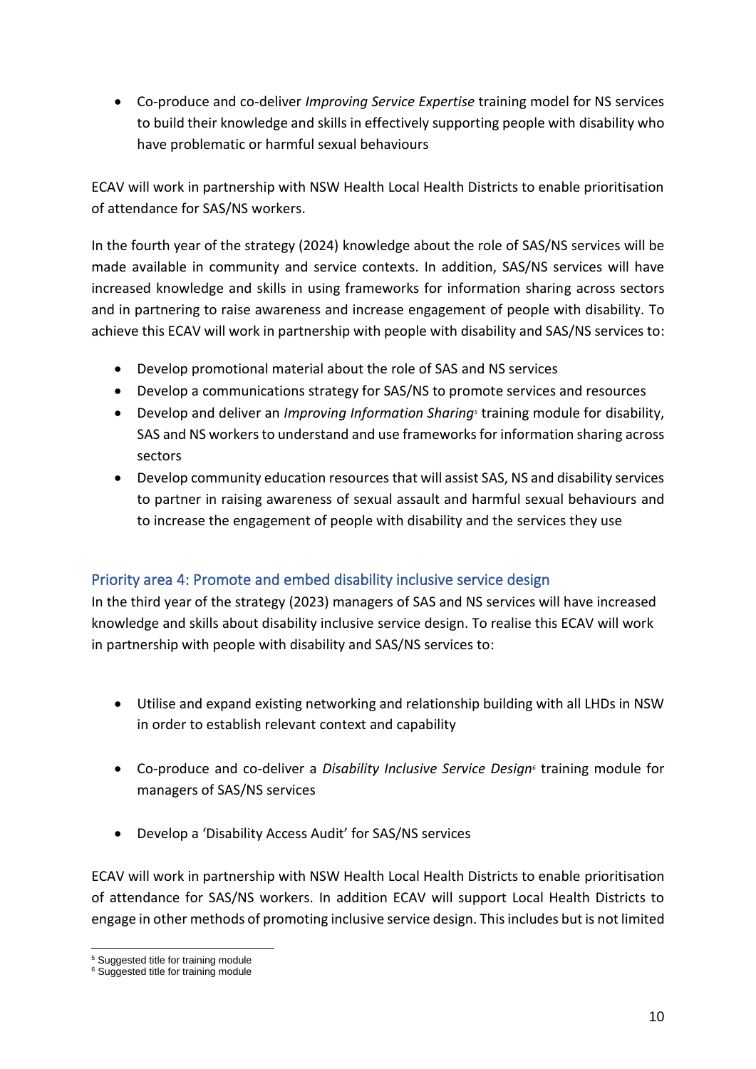- Co-produce and co-deliver *Improving Service Expertise* training model for NS services to build their knowledge and skills in effectively supporting people with disability who have problematic or harmful sexual behaviours

ECAV will work in partnership with NSW Health Local Health Districts to enable prioritisation of attendance for SAS/NS workers.

In the fourth year of the strategy (2024) knowledge about the role of SAS/NS services will be made available in community and service contexts. In addition, SAS/NS services will have increased knowledge and skills in using frameworks for information sharing across sectors and in partnering to raise awareness and increase engagement of people with disability. To achieve this ECAV will work in partnership with people with disability and SAS/NS services to:

- Develop promotional material about the role of SAS and NS services
- Develop a communications strategy for SAS/NS to promote services and resources
- Develop and deliver an *Improving Information Sharing*[5] training module for disability, SAS and NS workers to understand and use frameworks for information sharing across sectors
- Develop community education resources that will assist SAS, NS and disability services to partner in raising awareness of sexual assault and harmful sexual behaviours and to increase the engagement of people with disability and the services they use

## Priority area 4: Promote and embed disability inclusive service design

In the third year of the strategy (2023) managers of SAS and NS services will have increased knowledge and skills about disability inclusive service design. To realise this ECAV will work in partnership with people with disability and SAS/NS services to:

- Utilise and expand existing networking and relationship building with all LHDs in NSW in order to establish relevant context and capability
- Co-produce and co-deliver a *Disability Inclusive Service Design*[6] training module for managers of SAS/NS services
- Develop a 'Disability Access Audit' for SAS/NS services

ECAV will work in partnership with NSW Health Local Health Districts to enable prioritisation of attendance for SAS/NS workers. In addition ECAV will support Local Health Districts to engage in other methods of promoting inclusive service design. This includes but is not limited

[5] Suggested title for training module
[6] Suggested title for training module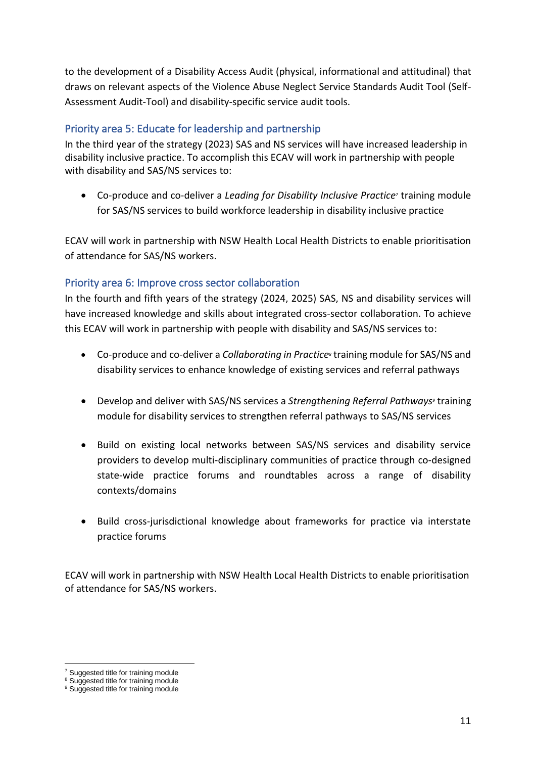to the development of a Disability Access Audit (physical, informational and attitudinal) that draws on relevant aspects of the Violence Abuse Neglect Service Standards Audit Tool (Self-Assessment Audit-Tool) and disability-specific service audit tools.

### Priority area 5: Educate for leadership and partnership

In the third year of the strategy (2023) SAS and NS services will have increased leadership in disability inclusive practice. To accomplish this ECAV will work in partnership with people with disability and SAS/NS services to:

- Co-produce and co-deliver a *Leading for Disability Inclusive Practice*[7] training module for SAS/NS services to build workforce leadership in disability inclusive practice

ECAV will work in partnership with NSW Health Local Health Districts to enable prioritisation of attendance for SAS/NS workers.

### Priority area 6: Improve cross sector collaboration

In the fourth and fifth years of the strategy (2024, 2025) SAS, NS and disability services will have increased knowledge and skills about integrated cross-sector collaboration. To achieve this ECAV will work in partnership with people with disability and SAS/NS services to:

- Co-produce and co-deliver a *Collaborating in Practice*[8] training module for SAS/NS and disability services to enhance knowledge of existing services and referral pathways

- Develop and deliver with SAS/NS services a *Strengthening Referral Pathways*[9] training module for disability services to strengthen referral pathways to SAS/NS services

- Build on existing local networks between SAS/NS services and disability service providers to develop multi-disciplinary communities of practice through co-designed state-wide practice forums and roundtables across a range of disability contexts/domains

- Build cross-jurisdictional knowledge about frameworks for practice via interstate practice forums

ECAV will work in partnership with NSW Health Local Health Districts to enable prioritisation of attendance for SAS/NS workers.

---

[7] Suggested title for training module

[8] Suggested title for training module

[9] Suggested title for training module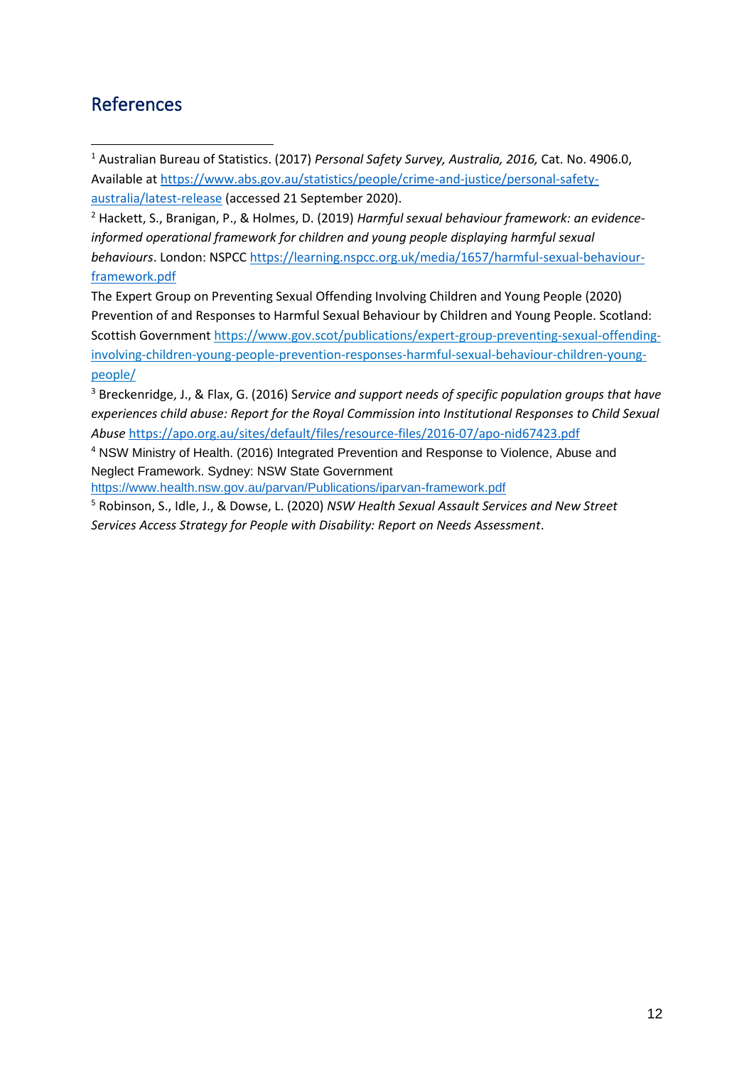## References

[1] Australian Bureau of Statistics. (2017) *Personal Safety Survey, Australia, 2016,* Cat. No. 4906.0, Available at https://www.abs.gov.au/statistics/people/crime-and-justice/personal-safety-australia/latest-release (accessed 21 September 2020).

[2] Hackett, S., Branigan, P., & Holmes, D. (2019) *Harmful sexual behaviour framework: an evidence-informed operational framework for children and young people displaying harmful sexual behaviours*. London: NSPCC https://learning.nspcc.org.uk/media/1657/harmful-sexual-behaviour-framework.pdf

The Expert Group on Preventing Sexual Offending Involving Children and Young People (2020) Prevention of and Responses to Harmful Sexual Behaviour by Children and Young People. Scotland: Scottish Government https://www.gov.scot/publications/expert-group-preventing-sexual-offending-involving-children-young-people-prevention-responses-harmful-sexual-behaviour-children-young-people/

[3] Breckenridge, J., & Flax, G. (2016) S*ervice and support needs of specific population groups that have experiences child abuse: Report for the Royal Commission into Institutional Responses to Child Sexual Abuse* https://apo.org.au/sites/default/files/resource-files/2016-07/apo-nid67423.pdf

[4] NSW Ministry of Health. (2016) Integrated Prevention and Response to Violence, Abuse and Neglect Framework. Sydney: NSW State Government https://www.health.nsw.gov.au/parvan/Publications/iparvan-framework.pdf

[5] Robinson, S., Idle, J., & Dowse, L. (2020) *NSW Health Sexual Assault Services and New Street Services Access Strategy for People with Disability: Report on Needs Assessment*.